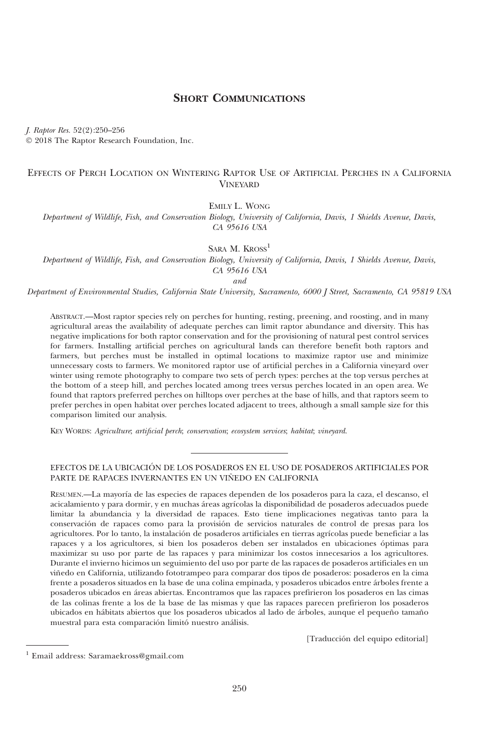# SHORT COMMUNICATIONS

*J. Raptor Res.* 52(2):250–256
© 2018 The Raptor Research Foundation, Inc.

## EFFECTS OF PERCH LOCATION ON WINTERING RAPTOR USE OF ARTIFICIAL PERCHES IN A CALIFORNIA VINEYARD

EMILY L. WONG
*Department of Wildlife, Fish, and Conservation Biology, University of California, Davis, 1 Shields Avenue, Davis, CA 95616 USA*

SARA M. KROSS[1]
*Department of Wildlife, Fish, and Conservation Biology, University of California, Davis, 1 Shields Avenue, Davis, CA 95616 USA*
*and*
*Department of Environmental Studies, California State University, Sacramento, 6000 J Street, Sacramento, CA 95819 USA*

ABSTRACT.—Most raptor species rely on perches for hunting, resting, preening, and roosting, and in many agricultural areas the availability of adequate perches can limit raptor abundance and diversity. This has negative implications for both raptor conservation and for the provisioning of natural pest control services for farmers. Installing artificial perches on agricultural lands can therefore benefit both raptors and farmers, but perches must be installed in optimal locations to maximize raptor use and minimize unnecessary costs to farmers. We monitored raptor use of artificial perches in a California vineyard over winter using remote photography to compare two sets of perch types: perches at the top versus perches at the bottom of a steep hill, and perches located among trees versus perches located in an open area. We found that raptors preferred perches on hilltops over perches at the base of hills, and that raptors seem to prefer perches in open habitat over perches located adjacent to trees, although a small sample size for this comparison limited our analysis.

KEY WORDS: *Agriculture*; *artificial perch*; *conservation*; *ecosystem services*; *habitat*; *vineyard*.

---

EFECTOS DE LA UBICACIÓN DE LOS POSADEROS EN EL USO DE POSADEROS ARTIFICIALES POR PARTE DE RAPACES INVERNANTES EN UN VIÑEDO EN CALIFORNIA

RESUMEN.—La mayoría de las especies de rapaces dependen de los posaderos para la caza, el descanso, el acicalamiento y para dormir, y en muchas áreas agrícolas la disponibilidad de posaderos adecuados puede limitar la abundancia y la diversidad de rapaces. Esto tiene implicaciones negativas tanto para la conservación de rapaces como para la provisión de servicios naturales de control de presas para los agricultores. Por lo tanto, la instalación de posaderos artificiales en tierras agrícolas puede beneficiar a las rapaces y a los agricultores, si bien los posaderos deben ser instalados en ubicaciones óptimas para maximizar su uso por parte de las rapaces y para minimizar los costos innecesarios a los agricultores. Durante el invierno hicimos un seguimiento del uso por parte de las rapaces de posaderos artificiales en un viñedo en California, utilizando fototrampeo para comparar dos tipos de posaderos: posaderos en la cima frente a posaderos situados en la base de una colina empinada, y posaderos ubicados entre árboles frente a posaderos ubicados en áreas abiertas. Encontramos que las rapaces prefirieron los posaderos en las cimas de las colinas frente a los de la base de las mismas y que las rapaces parecen prefirieron los posaderos ubicados en hábitats abiertos que los posaderos ubicados al lado de árboles, aunque el pequeño tamaño muestral para esta comparación limitó nuestro análisis.

[Traducción del equipo editorial]

[1] Email address: Saramaekross@gmail.com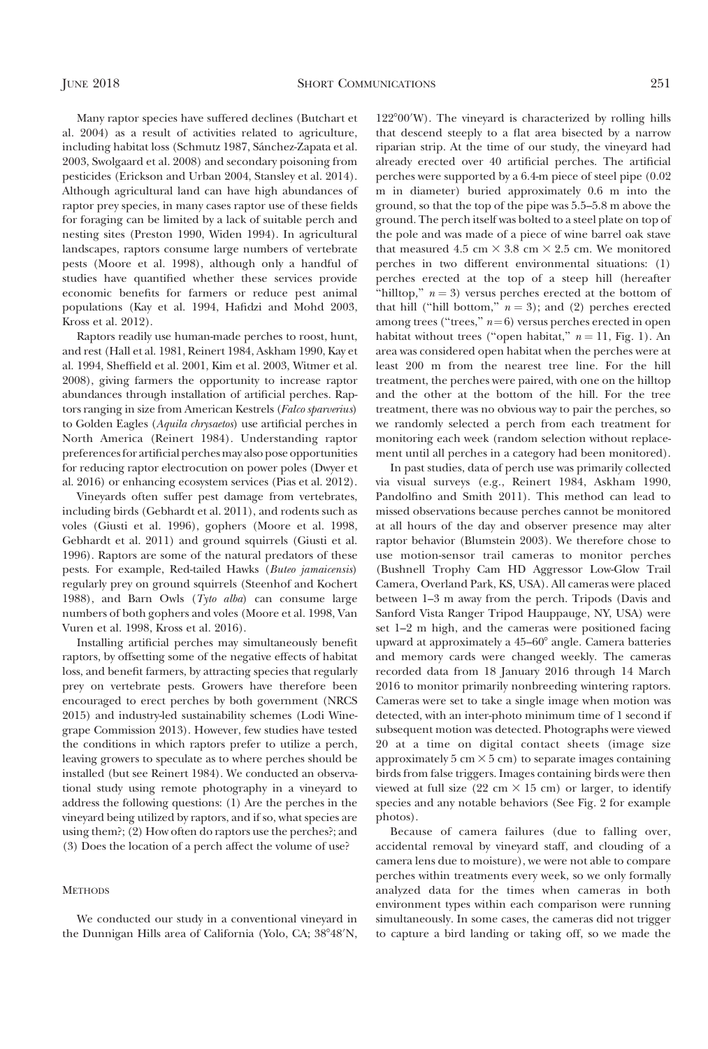Many raptor species have suffered declines (Butchart et al. 2004) as a result of activities related to agriculture, including habitat loss (Schmutz 1987, Sánchez-Zapata et al. 2003, Swolgaard et al. 2008) and secondary poisoning from pesticides (Erickson and Urban 2004, Stansley et al. 2014). Although agricultural land can have high abundances of raptor prey species, in many cases raptor use of these fields for foraging can be limited by a lack of suitable perch and nesting sites (Preston 1990, Widen 1994). In agricultural landscapes, raptors consume large numbers of vertebrate pests (Moore et al. 1998), although only a handful of studies have quantified whether these services provide economic benefits for farmers or reduce pest animal populations (Kay et al. 1994, Hafidzi and Mohd 2003, Kross et al. 2012).

Raptors readily use human-made perches to roost, hunt, and rest (Hall et al. 1981, Reinert 1984, Askham 1990, Kay et al. 1994, Sheffield et al. 2001, Kim et al. 2003, Witmer et al. 2008), giving farmers the opportunity to increase raptor abundances through installation of artificial perches. Raptors ranging in size from American Kestrels (*Falco sparverius*) to Golden Eagles (*Aquila chrysaetos*) use artificial perches in North America (Reinert 1984). Understanding raptor preferences for artificial perches may also pose opportunities for reducing raptor electrocution on power poles (Dwyer et al. 2016) or enhancing ecosystem services (Pias et al. 2012).

Vineyards often suffer pest damage from vertebrates, including birds (Gebhardt et al. 2011), and rodents such as voles (Giusti et al. 1996), gophers (Moore et al. 1998, Gebhardt et al. 2011) and ground squirrels (Giusti et al. 1996). Raptors are some of the natural predators of these pests. For example, Red-tailed Hawks (*Buteo jamaicensis*) regularly prey on ground squirrels (Steenhof and Kochert 1988), and Barn Owls (*Tyto alba*) can consume large numbers of both gophers and voles (Moore et al. 1998, Van Vuren et al. 1998, Kross et al. 2016).

Installing artificial perches may simultaneously benefit raptors, by offsetting some of the negative effects of habitat loss, and benefit farmers, by attracting species that regularly prey on vertebrate pests. Growers have therefore been encouraged to erect perches by both government (NRCS 2015) and industry-led sustainability schemes (Lodi Winegrape Commission 2013). However, few studies have tested the conditions in which raptors prefer to utilize a perch, leaving growers to speculate as to where perches should be installed (but see Reinert 1984). We conducted an observational study using remote photography in a vineyard to address the following questions: (1) Are the perches in the vineyard being utilized by raptors, and if so, what species are using them?; (2) How often do raptors use the perches?; and (3) Does the location of a perch affect the volume of use?

## METHODS

We conducted our study in a conventional vineyard in the Dunnigan Hills area of California (Yolo, CA; 38°48′N, 122°00′W). The vineyard is characterized by rolling hills that descend steeply to a flat area bisected by a narrow riparian strip. At the time of our study, the vineyard had already erected over 40 artificial perches. The artificial perches were supported by a 6.4-m piece of steel pipe (0.02 m in diameter) buried approximately 0.6 m into the ground, so that the top of the pipe was 5.5–5.8 m above the ground. The perch itself was bolted to a steel plate on top of the pole and was made of a piece of wine barrel oak stave that measured 4.5 cm × 3.8 cm × 2.5 cm. We monitored perches in two different environmental situations: (1) perches erected at the top of a steep hill (hereafter "hilltop," $n = 3$) versus perches erected at the bottom of that hill ("hill bottom," $n = 3$); and (2) perches erected among trees ("trees," $n = 6$) versus perches erected in open habitat without trees ("open habitat," $n = 11$, Fig. 1). An area was considered open habitat when the perches were at least 200 m from the nearest tree line. For the hill treatment, the perches were paired, with one on the hilltop and the other at the bottom of the hill. For the tree treatment, there was no obvious way to pair the perches, so we randomly selected a perch from each treatment for monitoring each week (random selection without replacement until all perches in a category had been monitored).

In past studies, data of perch use was primarily collected via visual surveys (e.g., Reinert 1984, Askham 1990, Pandolfino and Smith 2011). This method can lead to missed observations because perches cannot be monitored at all hours of the day and observer presence may alter raptor behavior (Blumstein 2003). We therefore chose to use motion-sensor trail cameras to monitor perches (Bushnell Trophy Cam HD Aggressor Low-Glow Trail Camera, Overland Park, KS, USA). All cameras were placed between 1–3 m away from the perch. Tripods (Davis and Sanford Vista Ranger Tripod Hauppauge, NY, USA) were set 1–2 m high, and the cameras were positioned facing upward at approximately a 45–60° angle. Camera batteries and memory cards were changed weekly. The cameras recorded data from 18 January 2016 through 14 March 2016 to monitor primarily nonbreeding wintering raptors. Cameras were set to take a single image when motion was detected, with an inter-photo minimum time of 1 second if subsequent motion was detected. Photographs were viewed 20 at a time on digital contact sheets (image size approximately 5 cm × 5 cm) to separate images containing birds from false triggers. Images containing birds were then viewed at full size (22 cm × 15 cm) or larger, to identify species and any notable behaviors (See Fig. 2 for example photos).

Because of camera failures (due to falling over, accidental removal by vineyard staff, and clouding of a camera lens due to moisture), we were not able to compare perches within treatments every week, so we only formally analyzed data for the times when cameras in both environment types within each comparison were running simultaneously. In some cases, the cameras did not trigger to capture a bird landing or taking off, so we made the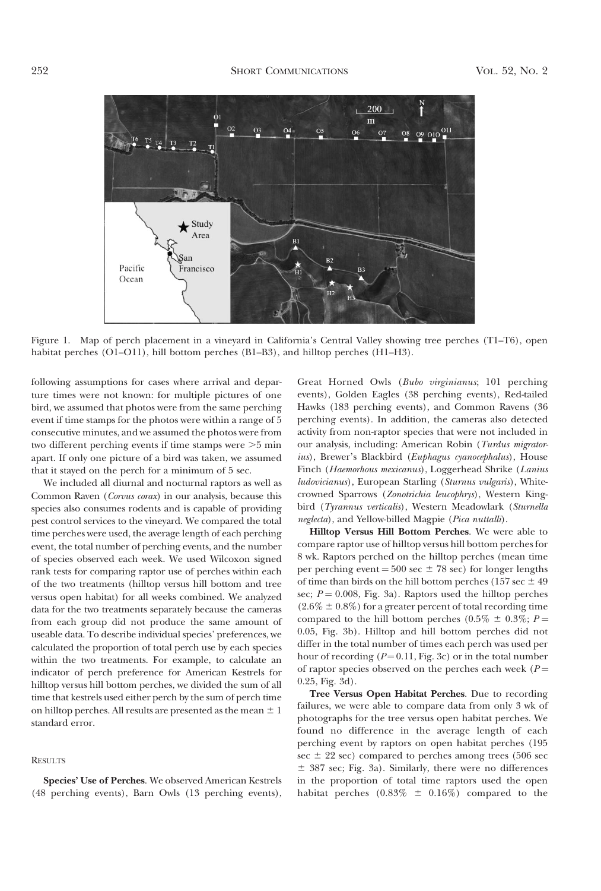Figure 1. Map of perch placement in a vineyard in California's Central Valley showing tree perches (T1–T6), open habitat perches (O1–O11), hill bottom perches (B1–B3), and hilltop perches (H1–H3).

following assumptions for cases where arrival and departure times were not known: for multiple pictures of one bird, we assumed that photos were from the same perching event if time stamps for the photos were within a range of 5 consecutive minutes, and we assumed the photos were from two different perching events if time stamps were >5 min apart. If only one picture of a bird was taken, we assumed that it stayed on the perch for a minimum of 5 sec.

We included all diurnal and nocturnal raptors as well as Common Raven (*Corvus corax*) in our analysis, because this species also consumes rodents and is capable of providing pest control services to the vineyard. We compared the total time perches were used, the average length of each perching event, the total number of perching events, and the number of species observed each week. We used Wilcoxon signed rank tests for comparing raptor use of perches within each of the two treatments (hilltop versus hill bottom and tree versus open habitat) for all weeks combined. We analyzed data for the two treatments separately because the cameras from each group did not produce the same amount of useable data. To describe individual species' preferences, we calculated the proportion of total perch use by each species within the two treatments. For example, to calculate an indicator of perch preference for American Kestrels for hilltop versus hill bottom perches, we divided the sum of all time that kestrels used either perch by the sum of perch time on hilltop perches. All results are presented as the mean ± 1 standard error.

## RESULTS

**Species' Use of Perches**. We observed American Kestrels (48 perching events), Barn Owls (13 perching events), Great Horned Owls (*Bubo virginianus*; 101 perching events), Golden Eagles (38 perching events), Red-tailed Hawks (183 perching events), and Common Ravens (36 perching events). In addition, the cameras also detected activity from non-raptor species that were not included in our analysis, including: American Robin (*Turdus migratorius*), Brewer's Blackbird (*Euphagus cyanocephalus*), House Finch (*Haemorhous mexicanus*), Loggerhead Shrike (*Lanius ludovicianus*), European Starling (*Sturnus vulgaris*), White-crowned Sparrows (*Zonotrichia leucophrys*), Western Kingbird (*Tyrannus verticalis*), Western Meadowlark (*Sturnella neglecta*), and Yellow-billed Magpie (*Pica nuttalli*).

**Hilltop Versus Hill Bottom Perches**. We were able to compare raptor use of hilltop versus hill bottom perches for 8 wk. Raptors perched on the hilltop perches (mean time per perching event = 500 sec ± 78 sec) for longer lengths of time than birds on the hill bottom perches (157 sec ± 49 sec; $P = 0.008$, Fig. 3a). Raptors used the hilltop perches (2.6% ± 0.8%) for a greater percent of total recording time compared to the hill bottom perches (0.5% ± 0.3%; $P = 0.05$, Fig. 3b). Hilltop and hill bottom perches did not differ in the total number of times each perch was used per hour of recording ($P = 0.11$, Fig. 3c) or in the total number of raptor species observed on the perches each week ($P = 0.25$, Fig. 3d).

**Tree Versus Open Habitat Perches**. Due to recording failures, we were able to compare data from only 3 wk of photographs for the tree versus open habitat perches. We found no difference in the average length of each perching event by raptors on open habitat perches (195 sec ± 22 sec) compared to perches among trees (506 sec ± 387 sec; Fig. 3a). Similarly, there were no differences in the proportion of total time raptors used the open habitat perches (0.83% ± 0.16%) compared to the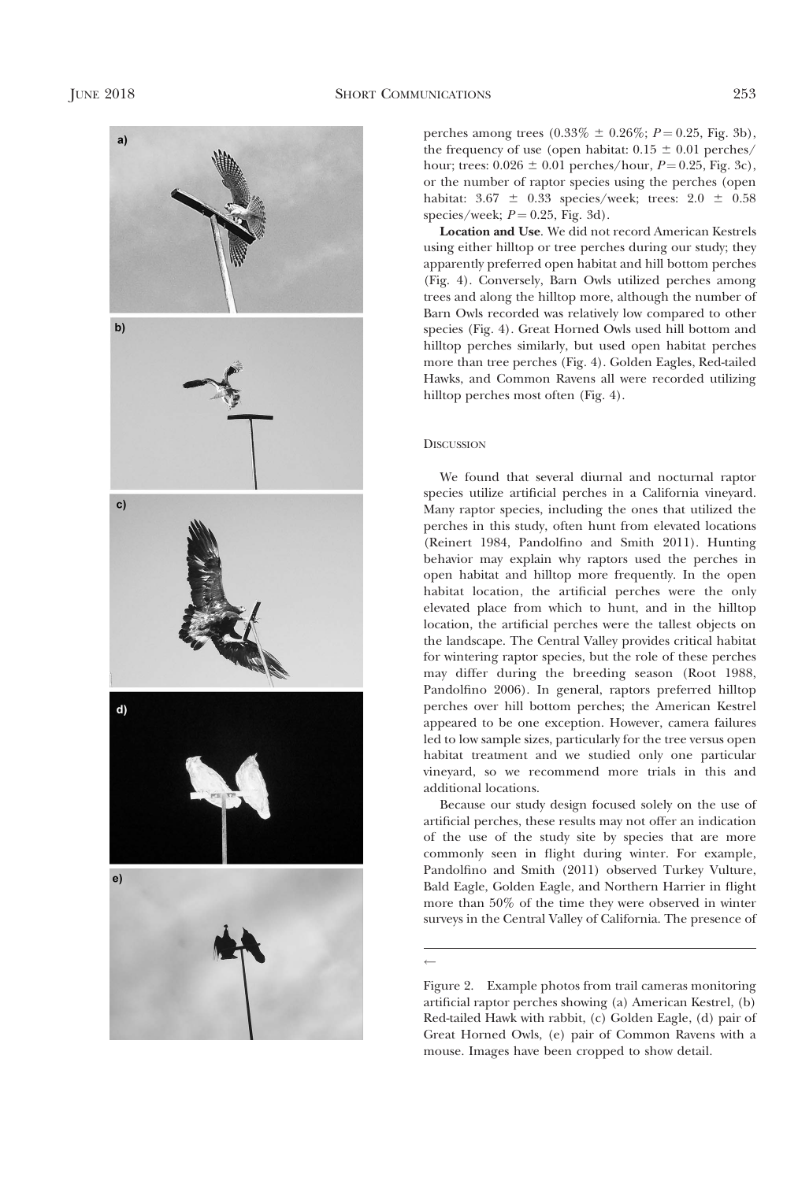perches among trees (0.33% ± 0.26%; $P = 0.25$, Fig. 3b), the frequency of use (open habitat: 0.15 ± 0.01 perches/hour; trees: 0.026 ± 0.01 perches/hour, $P = 0.25$, Fig. 3c), or the number of raptor species using the perches (open habitat: 3.67 ± 0.33 species/week; trees: 2.0 ± 0.58 species/week; $P = 0.25$, Fig. 3d).

**Location and Use**. We did not record American Kestrels using either hilltop or tree perches during our study; they apparently preferred open habitat and hill bottom perches (Fig. 4). Conversely, Barn Owls utilized perches among trees and along the hilltop more, although the number of Barn Owls recorded was relatively low compared to other species (Fig. 4). Great Horned Owls used hill bottom and hilltop perches similarly, but used open habitat perches more than tree perches (Fig. 4). Golden Eagles, Red-tailed Hawks, and Common Ravens all were recorded utilizing hilltop perches most often (Fig. 4).

## Discussion

We found that several diurnal and nocturnal raptor species utilize artificial perches in a California vineyard. Many raptor species, including the ones that utilized the perches in this study, often hunt from elevated locations (Reinert 1984, Pandolfino and Smith 2011). Hunting behavior may explain why raptors used the perches in open habitat and hilltop more frequently. In the open habitat location, the artificial perches were the only elevated place from which to hunt, and in the hilltop location, the artificial perches were the tallest objects on the landscape. The Central Valley provides critical habitat for wintering raptor species, but the role of these perches may differ during the breeding season (Root 1988, Pandolfino 2006). In general, raptors preferred hilltop perches over hill bottom perches; the American Kestrel appeared to be one exception. However, camera failures led to low sample sizes, particularly for the tree versus open habitat treatment and we studied only one particular vineyard, so we recommend more trials in this and additional locations.

Because our study design focused solely on the use of artificial perches, these results may not offer an indication of the use of the study site by species that are more commonly seen in flight during winter. For example, Pandolfino and Smith (2011) observed Turkey Vulture, Bald Eagle, Golden Eagle, and Northern Harrier in flight more than 50% of the time they were observed in winter surveys in the Central Valley of California. The presence of

←

Figure 2. Example photos from trail cameras monitoring artificial raptor perches showing (a) American Kestrel, (b) Red-tailed Hawk with rabbit, (c) Golden Eagle, (d) pair of Great Horned Owls, (e) pair of Common Ravens with a mouse. Images have been cropped to show detail.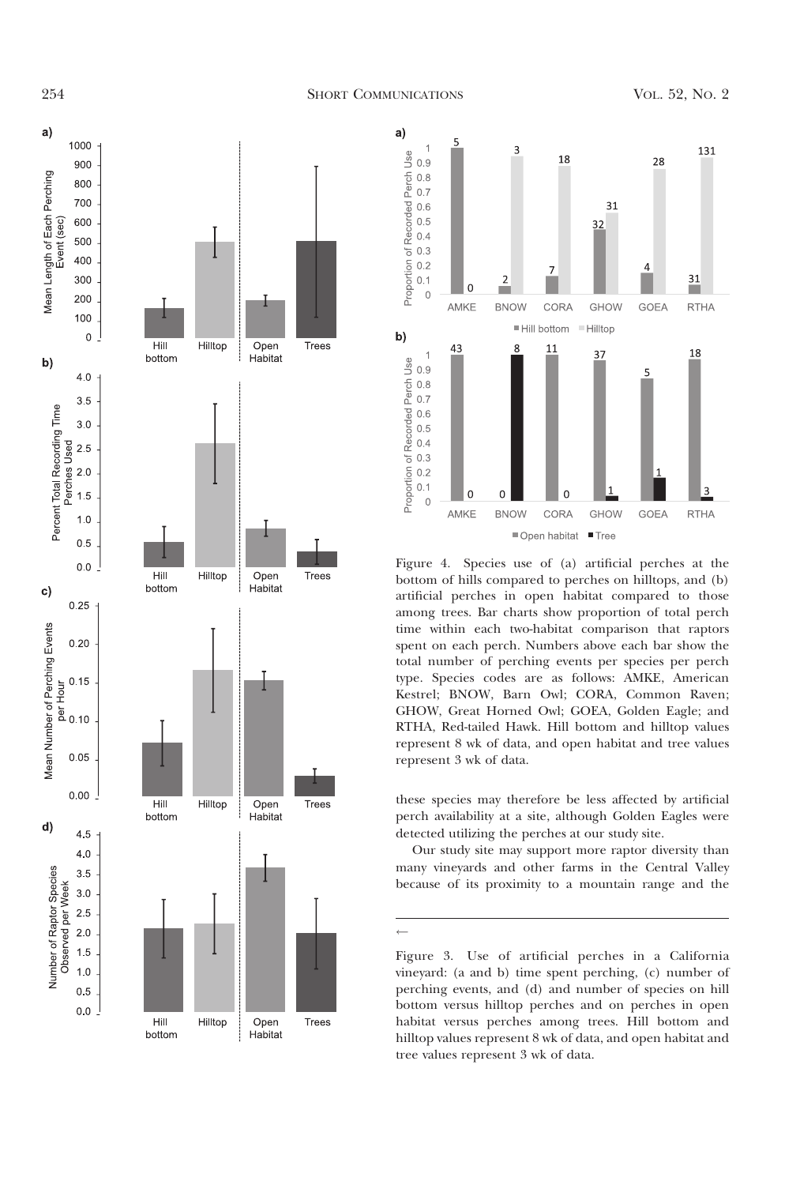Figure 4. Species use of (a) artificial perches at the bottom of hills compared to perches on hilltops, and (b) artificial perches in open habitat compared to those among trees. Bar charts show proportion of total perch time within each two-habitat comparison that raptors spent on each perch. Numbers above each bar show the total number of perching events per species per perch type. Species codes are as follows: AMKE, American Kestrel; BNOW, Barn Owl; CORA, Common Raven; GHOW, Great Horned Owl; GOEA, Golden Eagle; and RTHA, Red-tailed Hawk. Hill bottom and hilltop values represent 8 wk of data, and open habitat and tree values represent 3 wk of data.

these species may therefore be less affected by artificial perch availability at a site, although Golden Eagles were detected utilizing the perches at our study site.

Our study site may support more raptor diversity than many vineyards and other farms in the Central Valley because of its proximity to a mountain range and the

←

Figure 3. Use of artificial perches in a California vineyard: (a and b) time spent perching, (c) number of perching events, and (d) and number of species on hill bottom versus hilltop perches and on perches in open habitat versus perches among trees. Hill bottom and hilltop values represent 8 wk of data, and open habitat and tree values represent 3 wk of data.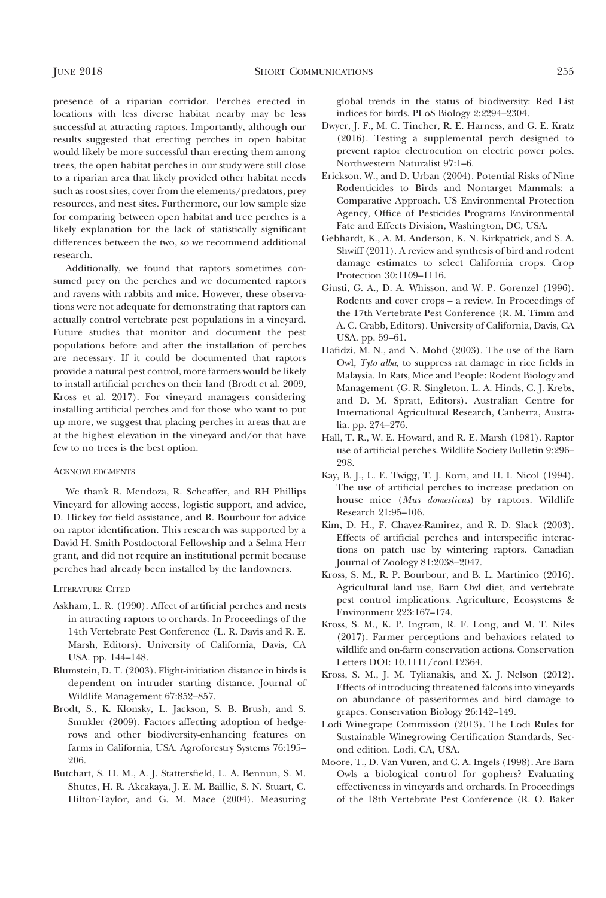presence of a riparian corridor. Perches erected in locations with less diverse habitat nearby may be less successful at attracting raptors. Importantly, although our results suggested that erecting perches in open habitat would likely be more successful than erecting them among trees, the open habitat perches in our study were still close to a riparian area that likely provided other habitat needs such as roost sites, cover from the elements/predators, prey resources, and nest sites. Furthermore, our low sample size for comparing between open habitat and tree perches is a likely explanation for the lack of statistically significant differences between the two, so we recommend additional research.

Additionally, we found that raptors sometimes consumed prey on the perches and we documented raptors and ravens with rabbits and mice. However, these observations were not adequate for demonstrating that raptors can actually control vertebrate pest populations in a vineyard. Future studies that monitor and document the pest populations before and after the installation of perches are necessary. If it could be documented that raptors provide a natural pest control, more farmers would be likely to install artificial perches on their land (Brodt et al. 2009, Kross et al. 2017). For vineyard managers considering installing artificial perches and for those who want to put up more, we suggest that placing perches in areas that are at the highest elevation in the vineyard and/or that have few to no trees is the best option.

## Acknowledgments

We thank R. Mendoza, R. Scheaffer, and RH Phillips Vineyard for allowing access, logistic support, and advice, D. Hickey for field assistance, and R. Bourbour for advice on raptor identification. This research was supported by a David H. Smith Postdoctoral Fellowship and a Selma Herr grant, and did not require an institutional permit because perches had already been installed by the landowners.

## Literature Cited

Askham, L. R. (1990). Affect of artificial perches and nests in attracting raptors to orchards. In Proceedings of the 14th Vertebrate Pest Conference (L. R. Davis and R. E. Marsh, Editors). University of California, Davis, CA USA. pp. 144–148.

Blumstein, D. T. (2003). Flight-initiation distance in birds is dependent on intruder starting distance. Journal of Wildlife Management 67:852–857.

Brodt, S., K. Klonsky, L. Jackson, S. B. Brush, and S. Smukler (2009). Factors affecting adoption of hedgerows and other biodiversity-enhancing features on farms in California, USA. Agroforestry Systems 76:195–206.

Butchart, S. H. M., A. J. Stattersfield, L. A. Bennun, S. M. Shutes, H. R. Akcakaya, J. E. M. Baillie, S. N. Stuart, C. Hilton-Taylor, and G. M. Mace (2004). Measuring global trends in the status of biodiversity: Red List indices for birds. PLoS Biology 2:2294–2304.

Dwyer, J. F., M. C. Tincher, R. E. Harness, and G. E. Kratz (2016). Testing a supplemental perch designed to prevent raptor electrocution on electric power poles. Northwestern Naturalist 97:1–6.

Erickson, W., and D. Urban (2004). Potential Risks of Nine Rodenticides to Birds and Nontarget Mammals: a Comparative Approach. US Environmental Protection Agency, Office of Pesticides Programs Environmental Fate and Effects Division, Washington, DC, USA.

Gebhardt, K., A. M. Anderson, K. N. Kirkpatrick, and S. A. Shwiff (2011). A review and synthesis of bird and rodent damage estimates to select California crops. Crop Protection 30:1109–1116.

Giusti, G. A., D. A. Whisson, and W. P. Gorenzel (1996). Rodents and cover crops – a review. In Proceedings of the 17th Vertebrate Pest Conference (R. M. Timm and A. C. Crabb, Editors). University of California, Davis, CA USA. pp. 59–61.

Hafidzi, M. N., and N. Mohd (2003). The use of the Barn Owl, *Tyto alba*, to suppress rat damage in rice fields in Malaysia. In Rats, Mice and People: Rodent Biology and Management (G. R. Singleton, L. A. Hinds, C. J. Krebs, and D. M. Spratt, Editors). Australian Centre for International Agricultural Research, Canberra, Australia. pp. 274–276.

Hall, T. R., W. E. Howard, and R. E. Marsh (1981). Raptor use of artificial perches. Wildlife Society Bulletin 9:296–298.

Kay, B. J., L. E. Twigg, T. J. Korn, and H. I. Nicol (1994). The use of artificial perches to increase predation on house mice (*Mus domesticus*) by raptors. Wildlife Research 21:95–106.

Kim, D. H., F. Chavez-Ramirez, and R. D. Slack (2003). Effects of artificial perches and interspecific interactions on patch use by wintering raptors. Canadian Journal of Zoology 81:2038–2047.

Kross, S. M., R. P. Bourbour, and B. L. Martinico (2016). Agricultural land use, Barn Owl diet, and vertebrate pest control implications. Agriculture, Ecosystems & Environment 223:167–174.

Kross, S. M., K. P. Ingram, R. F. Long, and M. T. Niles (2017). Farmer perceptions and behaviors related to wildlife and on-farm conservation actions. Conservation Letters DOI: 10.1111/conl.12364.

Kross, S. M., J. M. Tylianakis, and X. J. Nelson (2012). Effects of introducing threatened falcons into vineyards on abundance of passeriformes and bird damage to grapes. Conservation Biology 26:142–149.

Lodi Winegrape Commission (2013). The Lodi Rules for Sustainable Winegrowing Certification Standards, Second edition. Lodi, CA, USA.

Moore, T., D. Van Vuren, and C. A. Ingels (1998). Are Barn Owls a biological control for gophers? Evaluating effectiveness in vineyards and orchards. In Proceedings of the 18th Vertebrate Pest Conference (R. O. Baker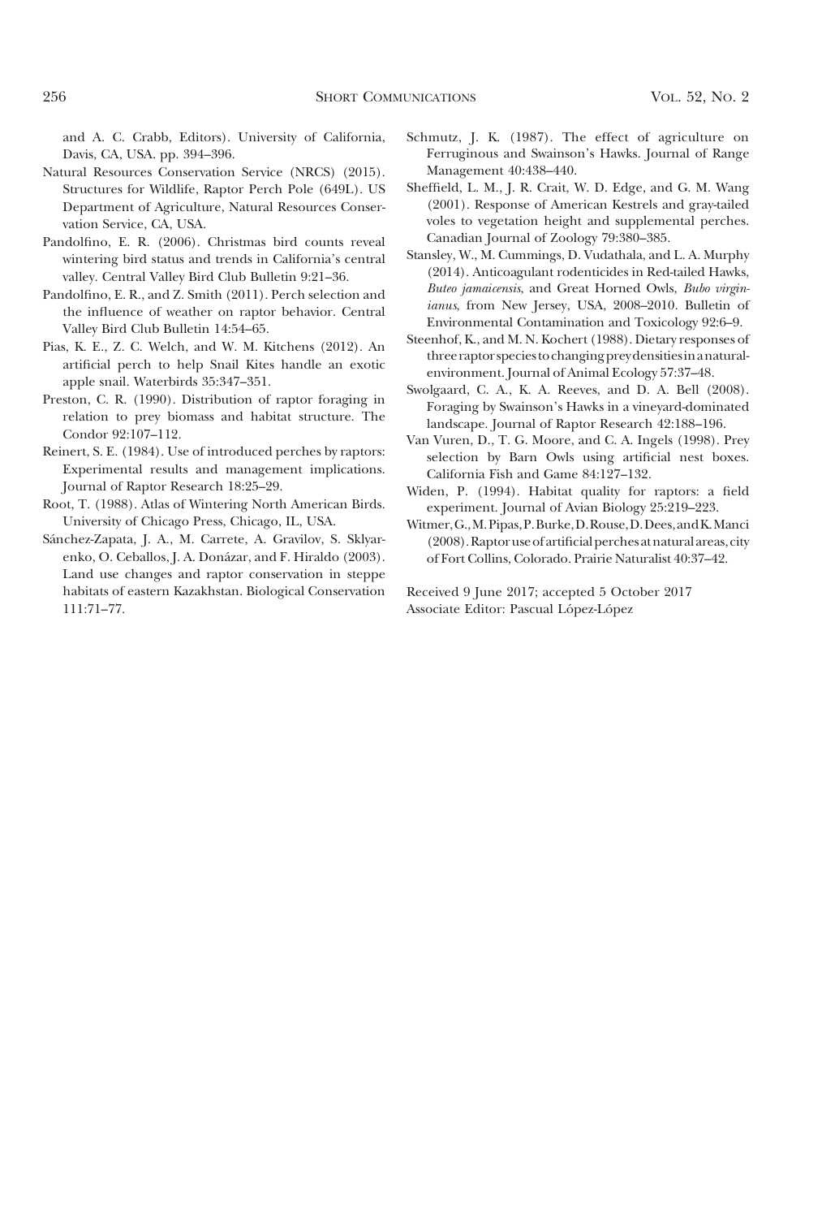and A. C. Crabb, Editors). University of California, Davis, CA, USA. pp. 394–396.

Natural Resources Conservation Service (NRCS) (2015). Structures for Wildlife, Raptor Perch Pole (649L). US Department of Agriculture, Natural Resources Conservation Service, CA, USA.

Pandolfino, E. R. (2006). Christmas bird counts reveal wintering bird status and trends in California's central valley. Central Valley Bird Club Bulletin 9:21–36.

Pandolfino, E. R., and Z. Smith (2011). Perch selection and the influence of weather on raptor behavior. Central Valley Bird Club Bulletin 14:54–65.

Pias, K. E., Z. C. Welch, and W. M. Kitchens (2012). An artificial perch to help Snail Kites handle an exotic apple snail. Waterbirds 35:347–351.

Preston, C. R. (1990). Distribution of raptor foraging in relation to prey biomass and habitat structure. The Condor 92:107–112.

Reinert, S. E. (1984). Use of introduced perches by raptors: Experimental results and management implications. Journal of Raptor Research 18:25–29.

Root, T. (1988). Atlas of Wintering North American Birds. University of Chicago Press, Chicago, IL, USA.

Sánchez-Zapata, J. A., M. Carrete, A. Gravilov, S. Sklyarenko, O. Ceballos, J. A. Donázar, and F. Hiraldo (2003). Land use changes and raptor conservation in steppe habitats of eastern Kazakhstan. Biological Conservation 111:71–77.

Schmutz, J. K. (1987). The effect of agriculture on Ferruginous and Swainson's Hawks. Journal of Range Management 40:438–440.

Sheffield, L. M., J. R. Crait, W. D. Edge, and G. M. Wang (2001). Response of American Kestrels and gray-tailed voles to vegetation height and supplemental perches. Canadian Journal of Zoology 79:380–385.

Stansley, W., M. Cummings, D. Vudathala, and L. A. Murphy (2014). Anticoagulant rodenticides in Red-tailed Hawks, *Buteo jamaicensis*, and Great Horned Owls, *Bubo virginianus*, from New Jersey, USA, 2008–2010. Bulletin of Environmental Contamination and Toxicology 92:6–9.

Steenhof, K., and M. N. Kochert (1988). Dietary responses of three raptor species to changing prey densities in a natural-environment. Journal of Animal Ecology 57:37–48.

Swolgaard, C. A., K. A. Reeves, and D. A. Bell (2008). Foraging by Swainson's Hawks in a vineyard-dominated landscape. Journal of Raptor Research 42:188–196.

Van Vuren, D., T. G. Moore, and C. A. Ingels (1998). Prey selection by Barn Owls using artificial nest boxes. California Fish and Game 84:127–132.

Widen, P. (1994). Habitat quality for raptors: a field experiment. Journal of Avian Biology 25:219–223.

Witmer, G., M. Pipas, P. Burke, D. Rouse, D. Dees, and K. Manci (2008). Raptor use of artificial perches at natural areas, city of Fort Collins, Colorado. Prairie Naturalist 40:37–42.

Received 9 June 2017; accepted 5 October 2017
Associate Editor: Pascual López-López